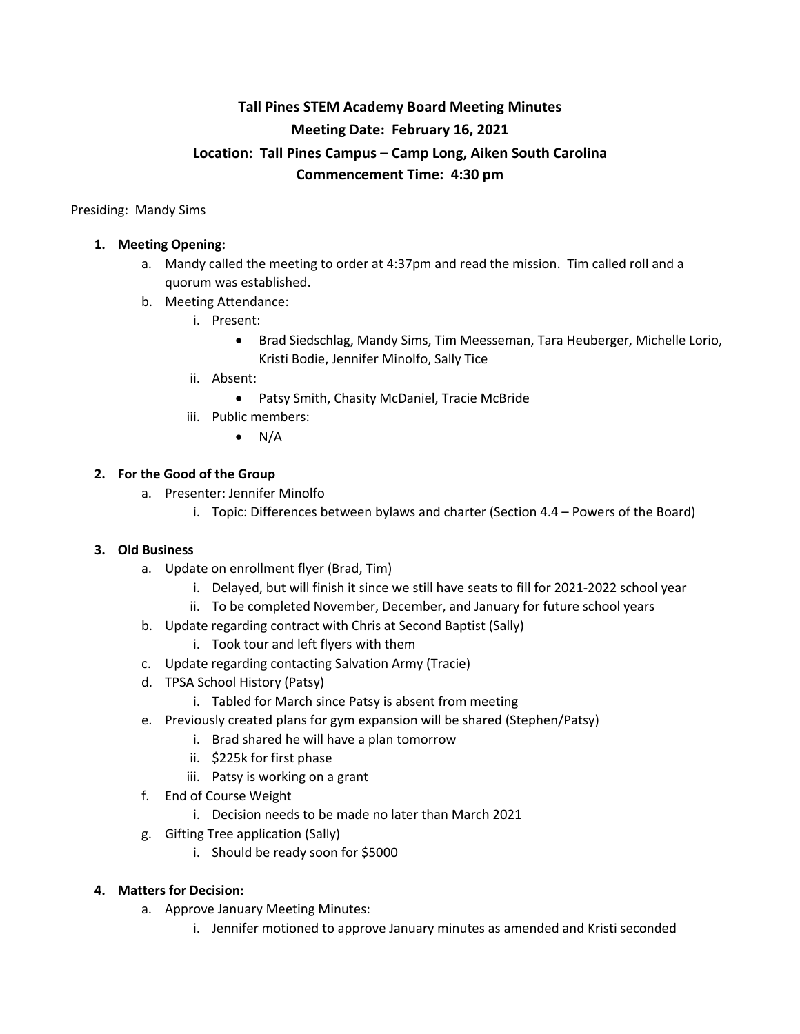# Tall Pines STEM Academy Board Meeting Minutes

**Meeting Date: February 16, 2021**

**Location: Tall Pines Campus – Camp Long, Aiken South Carolina**

**Commencement Time: 4:30 pm**

Presiding: Mandy Sims

1. **Meeting Opening:**
   a. Mandy called the meeting to order at 4:37pm and read the mission. Tim called roll and a quorum was established.
   b. Meeting Attendance:
      i. Present:
         - Brad Siedschlag, Mandy Sims, Tim Meesseman, Tara Heuberger, Michelle Lorio, Kristi Bodie, Jennifer Minolfo, Sally Tice
      ii. Absent:
         - Patsy Smith, Chasity McDaniel, Tracie McBride
      iii. Public members:
         - N/A

2. **For the Good of the Group**
   a. Presenter: Jennifer Minolfo
      i. Topic: Differences between bylaws and charter (Section 4.4 – Powers of the Board)

3. **Old Business**
   a. Update on enrollment flyer (Brad, Tim)
      i. Delayed, but will finish it since we still have seats to fill for 2021-2022 school year
      ii. To be completed November, December, and January for future school years
   b. Update regarding contract with Chris at Second Baptist (Sally)
      i. Took tour and left flyers with them
   c. Update regarding contacting Salvation Army (Tracie)
   d. TPSA School History (Patsy)
      i. Tabled for March since Patsy is absent from meeting
   e. Previously created plans for gym expansion will be shared (Stephen/Patsy)
      i. Brad shared he will have a plan tomorrow
      ii. $225k for first phase
      iii. Patsy is working on a grant
   f. End of Course Weight
      i. Decision needs to be made no later than March 2021
   g. Gifting Tree application (Sally)
      i. Should be ready soon for $5000

4. **Matters for Decision:**
   a. Approve January Meeting Minutes:
      i. Jennifer motioned to approve January minutes as amended and Kristi seconded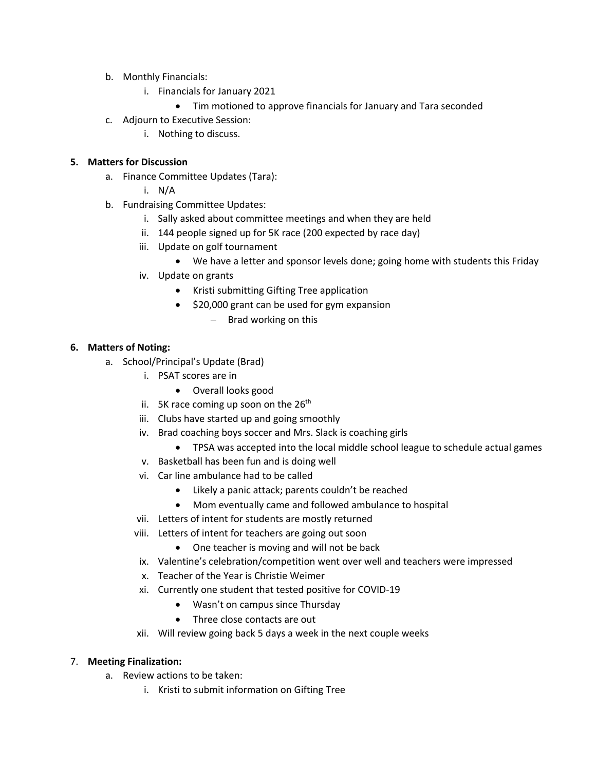b. Monthly Financials:
    i. Financials for January 2021
        - Tim motioned to approve financials for January and Tara seconded

c. Adjourn to Executive Session:
    i. Nothing to discuss.

**5. Matters for Discussion**

a. Finance Committee Updates (Tara):
    i. N/A

b. Fundraising Committee Updates:
    i. Sally asked about committee meetings and when they are held
    ii. 144 people signed up for 5K race (200 expected by race day)
    iii. Update on golf tournament
        - We have a letter and sponsor levels done; going home with students this Friday
    iv. Update on grants
        - Kristi submitting Gifting Tree application
        - $20,000 grant can be used for gym expansion
            - Brad working on this

**6. Matters of Noting:**

a. School/Principal's Update (Brad)
    i. PSAT scores are in
        - Overall looks good
    ii. 5K race coming up soon on the 26th
    iii. Clubs have started up and going smoothly
    iv. Brad coaching boys soccer and Mrs. Slack is coaching girls
        - TPSA was accepted into the local middle school league to schedule actual games
    v. Basketball has been fun and is doing well
    vi. Car line ambulance had to be called
        - Likely a panic attack; parents couldn't be reached
        - Mom eventually came and followed ambulance to hospital
    vii. Letters of intent for students are mostly returned
    viii. Letters of intent for teachers are going out soon
        - One teacher is moving and will not be back
    ix. Valentine's celebration/competition went over well and teachers were impressed
    x. Teacher of the Year is Christie Weimer
    xi. Currently one student that tested positive for COVID-19
        - Wasn't on campus since Thursday
        - Three close contacts are out
    xii. Will review going back 5 days a week in the next couple weeks

7. **Meeting Finalization:**

a. Review actions to be taken:
    i. Kristi to submit information on Gifting Tree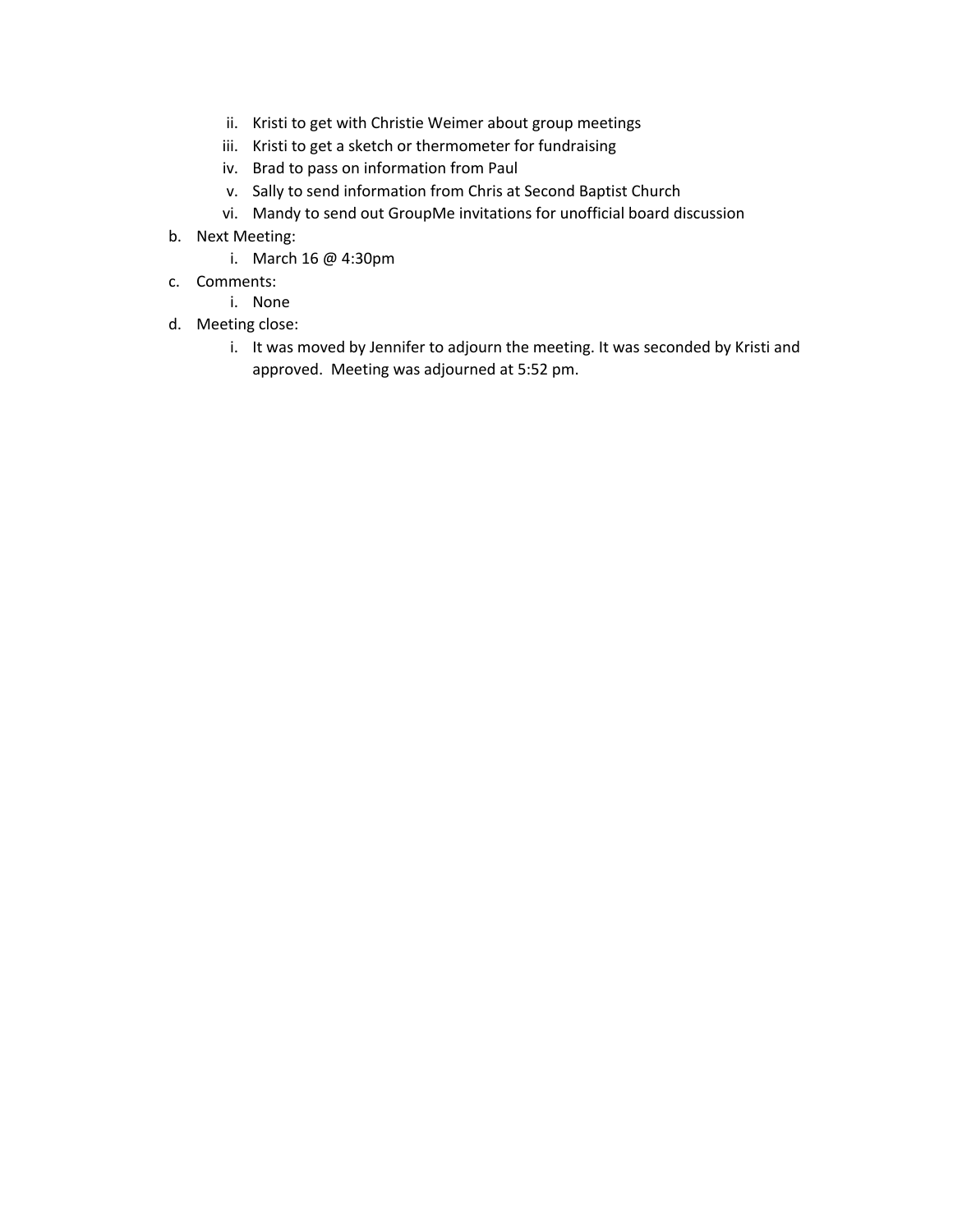ii. Kristi to get with Christie Weimer about group meetings
   iii. Kristi to get a sketch or thermometer for fundraising
   iv. Brad to pass on information from Paul
   v. Sally to send information from Chris at Second Baptist Church
   vi. Mandy to send out GroupMe invitations for unofficial board discussion

b. Next Meeting:
   i. March 16 @ 4:30pm

c. Comments:
   i. None

d. Meeting close:
   i. It was moved by Jennifer to adjourn the meeting. It was seconded by Kristi and approved. Meeting was adjourned at 5:52 pm.